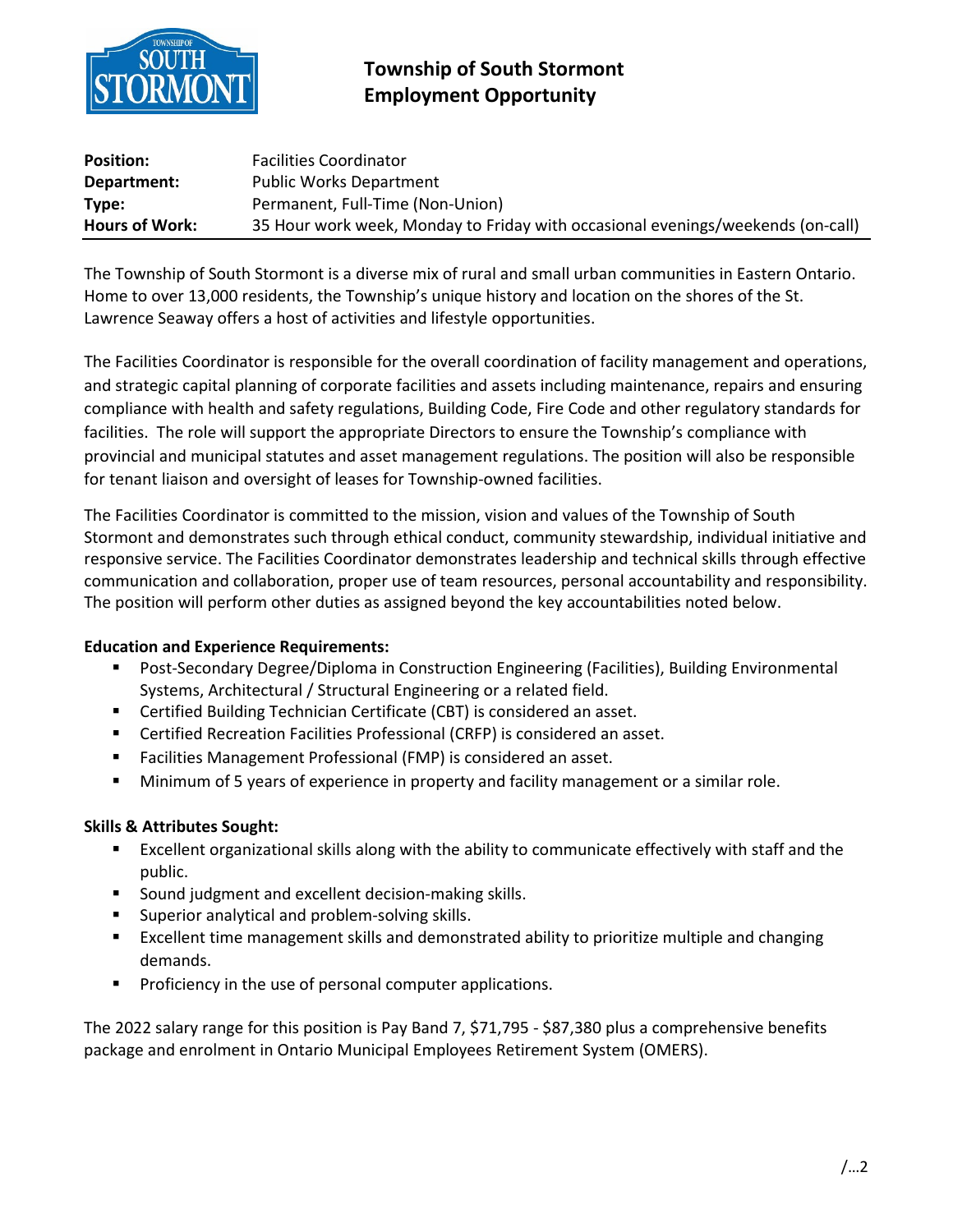# Township of South Stormont
# Employment Opportunity

| | |
|---|---|
| **Position:** | Facilities Coordinator |
| **Department:** | Public Works Department |
| **Type:** | Permanent, Full-Time (Non-Union) |
| **Hours of Work:** | 35 Hour work week, Monday to Friday with occasional evenings/weekends (on-call) |

The Township of South Stormont is a diverse mix of rural and small urban communities in Eastern Ontario. Home to over 13,000 residents, the Township's unique history and location on the shores of the St. Lawrence Seaway offers a host of activities and lifestyle opportunities.

The Facilities Coordinator is responsible for the overall coordination of facility management and operations, and strategic capital planning of corporate facilities and assets including maintenance, repairs and ensuring compliance with health and safety regulations, Building Code, Fire Code and other regulatory standards for facilities. The role will support the appropriate Directors to ensure the Township's compliance with provincial and municipal statutes and asset management regulations. The position will also be responsible for tenant liaison and oversight of leases for Township-owned facilities.

The Facilities Coordinator is committed to the mission, vision and values of the Township of South Stormont and demonstrates such through ethical conduct, community stewardship, individual initiative and responsive service. The Facilities Coordinator demonstrates leadership and technical skills through effective communication and collaboration, proper use of team resources, personal accountability and responsibility. The position will perform other duties as assigned beyond the key accountabilities noted below.

**Education and Experience Requirements:**

- Post-Secondary Degree/Diploma in Construction Engineering (Facilities), Building Environmental Systems, Architectural / Structural Engineering or a related field.
- Certified Building Technician Certificate (CBT) is considered an asset.
- Certified Recreation Facilities Professional (CRFP) is considered an asset.
- Facilities Management Professional (FMP) is considered an asset.
- Minimum of 5 years of experience in property and facility management or a similar role.

**Skills & Attributes Sought:**

- Excellent organizational skills along with the ability to communicate effectively with staff and the public.
- Sound judgment and excellent decision-making skills.
- Superior analytical and problem-solving skills.
- Excellent time management skills and demonstrated ability to prioritize multiple and changing demands.
- Proficiency in the use of personal computer applications.

The 2022 salary range for this position is Pay Band 7, $71,795 - $87,380 plus a comprehensive benefits package and enrolment in Ontario Municipal Employees Retirement System (OMERS).

/…2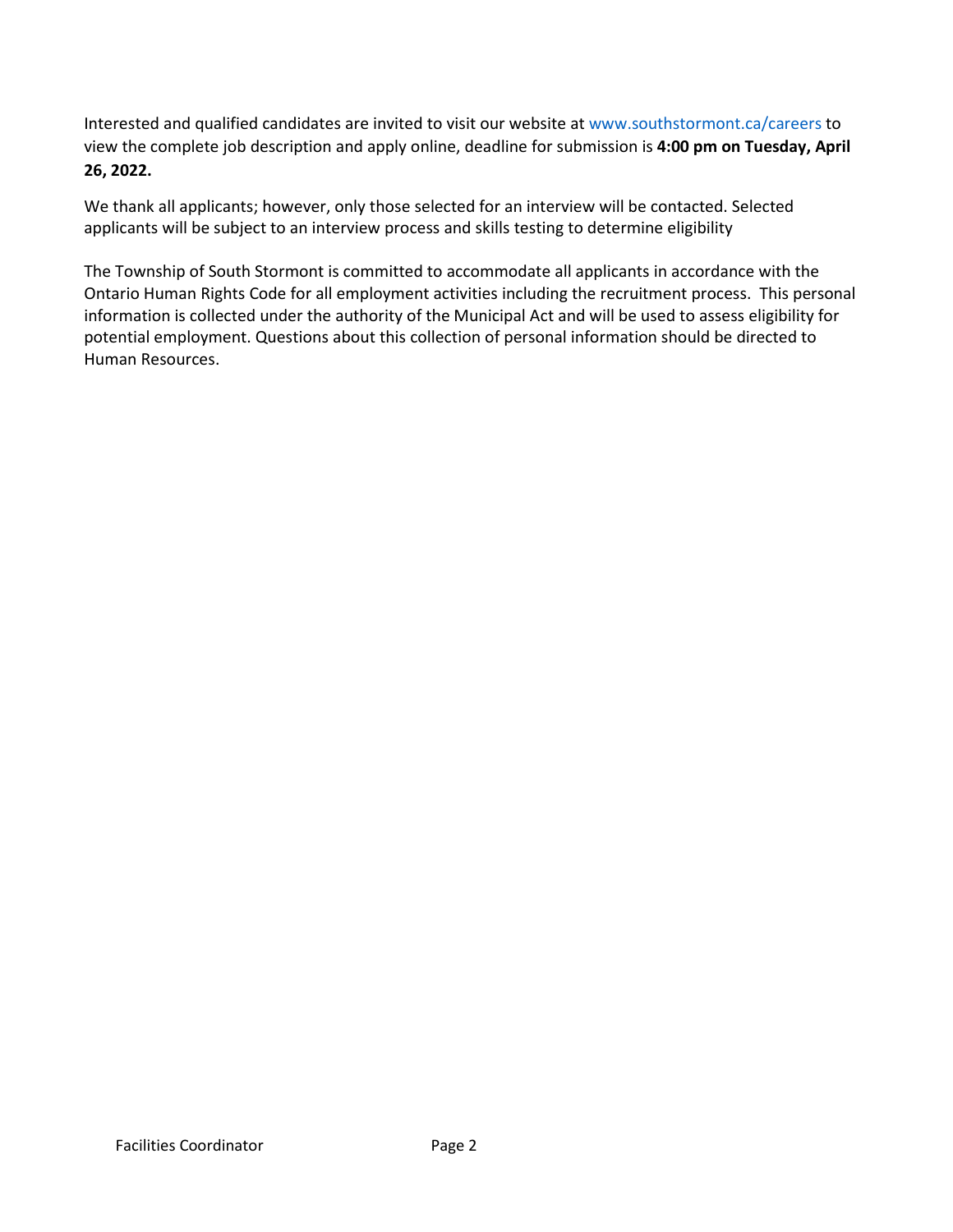Interested and qualified candidates are invited to visit our website at www.southstormont.ca/careers to view the complete job description and apply online, deadline for submission is **4:00 pm on Tuesday, April 26, 2022.**

We thank all applicants; however, only those selected for an interview will be contacted. Selected applicants will be subject to an interview process and skills testing to determine eligibility

The Township of South Stormont is committed to accommodate all applicants in accordance with the Ontario Human Rights Code for all employment activities including the recruitment process. This personal information is collected under the authority of the Municipal Act and will be used to assess eligibility for potential employment. Questions about this collection of personal information should be directed to Human Resources.